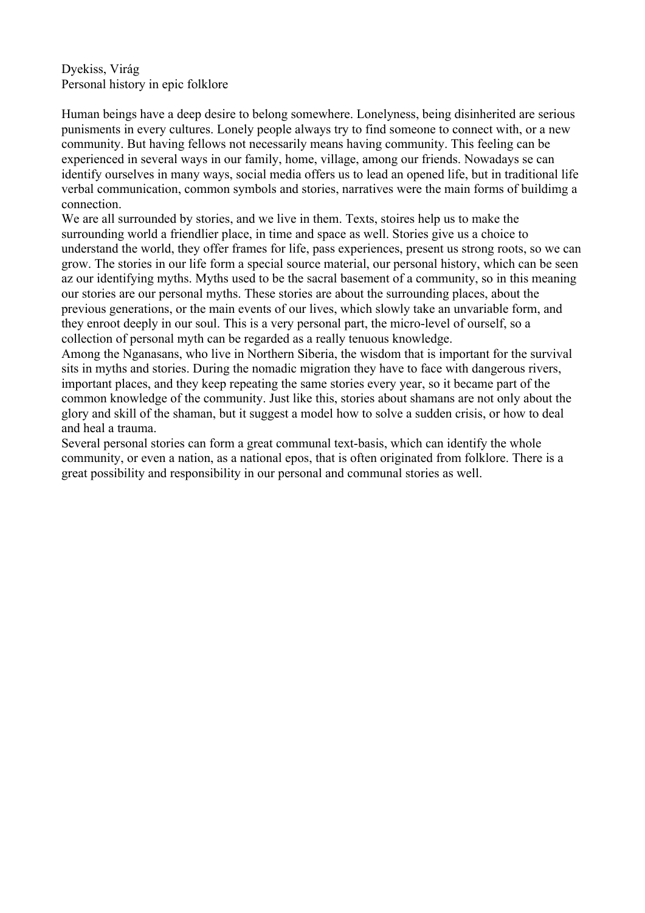Dyekiss, Virág

Personal history in epic folklore

Human beings have a deep desire to belong somewhere. Lonelyness, being disinherited are serious punisments in every cultures. Lonely people always try to find someone to connect with, or a new community. But having fellows not necessarily means having community. This feeling can be experienced in several ways in our family, home, village, among our friends. Nowadays se can identify ourselves in many ways, social media offers us to lead an opened life, but in traditional life verbal communication, common symbols and stories, narratives were the main forms of buildimg a connection.

We are all surrounded by stories, and we live in them. Texts, stoires help us to make the surrounding world a friendlier place, in time and space as well. Stories give us a choice to understand the world, they offer frames for life, pass experiences, present us strong roots, so we can grow. The stories in our life form a special source material, our personal history, which can be seen az our identifying myths. Myths used to be the sacral basement of a community, so in this meaning our stories are our personal myths. These stories are about the surrounding places, about the previous generations, or the main events of our lives, which slowly take an unvariable form, and they enroot deeply in our soul. This is a very personal part, the micro-level of ourself, so a collection of personal myth can be regarded as a really tenuous knowledge.

Among the Nganasans, who live in Northern Siberia, the wisdom that is important for the survival sits in myths and stories. During the nomadic migration they have to face with dangerous rivers, important places, and they keep repeating the same stories every year, so it became part of the common knowledge of the community. Just like this, stories about shamans are not only about the glory and skill of the shaman, but it suggest a model how to solve a sudden crisis, or how to deal and heal a trauma.

Several personal stories can form a great communal text-basis, which can identify the whole community, or even a nation, as a national epos, that is often originated from folklore. There is a great possibility and responsibility in our personal and communal stories as well.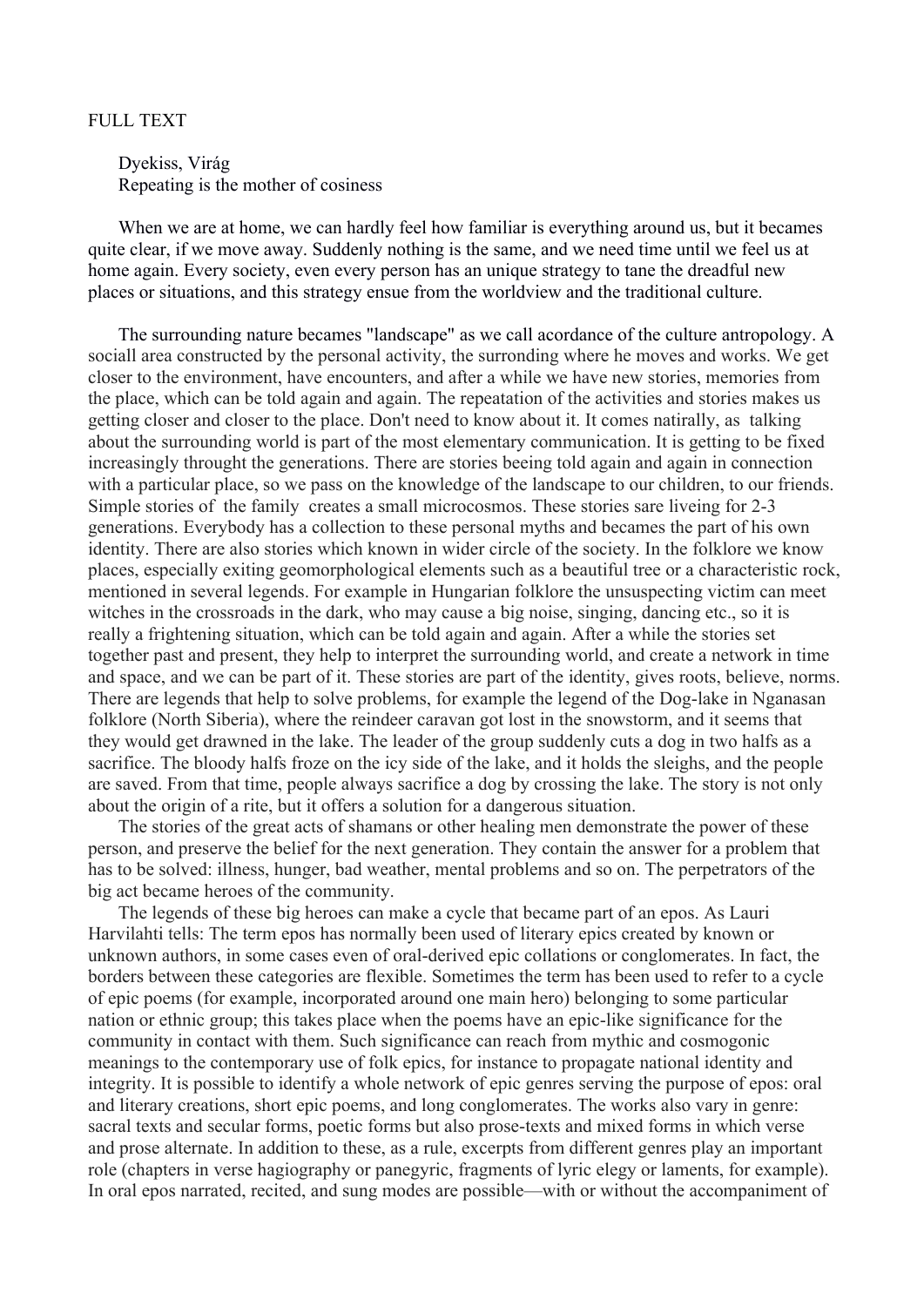FULL TEXT

Dyekiss, Virág
Repeating is the mother of cosiness

When we are at home, we can hardly feel how familiar is everything around us, but it becames quite clear, if we move away. Suddenly nothing is the same, and we need time until we feel us at home again. Every society, even every person has an unique strategy to tane the dreadful new places or situations, and this strategy ensue from the worldview and the traditional culture.

The surrounding nature becames "landscape" as we call acordance of the culture antropology. A sociall area constructed by the personal activity, the surronding where he moves and works. We get closer to the environment, have encounters, and after a while we have new stories, memories from the place, which can be told again and again. The repeatation of the activities and stories makes us getting closer and closer to the place. Don't need to know about it. It comes natirally, as talking about the surrounding world is part of the most elementary communication. It is getting to be fixed increasingly throught the generations. There are stories beeing told again and again in connection with a particular place, so we pass on the knowledge of the landscape to our children, to our friends. Simple stories of the family creates a small microcosmos. These stories sare liveing for 2-3 generations. Everybody has a collection to these personal myths and becames the part of his own identity. There are also stories which known in wider circle of the society. In the folklore we know places, especially exiting geomorphological elements such as a beautiful tree or a characteristic rock, mentioned in several legends. For example in Hungarian folklore the unsuspecting victim can meet witches in the crossroads in the dark, who may cause a big noise, singing, dancing etc., so it is really a frightening situation, which can be told again and again. After a while the stories set together past and present, they help to interpret the surrounding world, and create a network in time and space, and we can be part of it. These stories are part of the identity, gives roots, believe, norms. There are legends that help to solve problems, for example the legend of the Dog-lake in Nganasan folklore (North Siberia), where the reindeer caravan got lost in the snowstorm, and it seems that they would get drawned in the lake. The leader of the group suddenly cuts a dog in two halfs as a sacrifice. The bloody halfs froze on the icy side of the lake, and it holds the sleighs, and the people are saved. From that time, people always sacrifice a dog by crossing the lake. The story is not only about the origin of a rite, but it offers a solution for a dangerous situation.

The stories of the great acts of shamans or other healing men demonstrate the power of these person, and preserve the belief for the next generation. They contain the answer for a problem that has to be solved: illness, hunger, bad weather, mental problems and so on. The perpetrators of the big act became heroes of the community.

The legends of these big heroes can make a cycle that became part of an epos. As Lauri Harvilahti tells: The term epos has normally been used of literary epics created by known or unknown authors, in some cases even of oral-derived epic collations or conglomerates. In fact, the borders between these categories are flexible. Sometimes the term has been used to refer to a cycle of epic poems (for example, incorporated around one main hero) belonging to some particular nation or ethnic group; this takes place when the poems have an epic-like significance for the community in contact with them. Such significance can reach from mythic and cosmogonic meanings to the contemporary use of folk epics, for instance to propagate national identity and integrity. It is possible to identify a whole network of epic genres serving the purpose of epos: oral and literary creations, short epic poems, and long conglomerates. The works also vary in genre: sacral texts and secular forms, poetic forms but also prose-texts and mixed forms in which verse and prose alternate. In addition to these, as a rule, excerpts from different genres play an important role (chapters in verse hagiography or panegyric, fragments of lyric elegy or laments, for example). In oral epos narrated, recited, and sung modes are possible—with or without the accompaniment of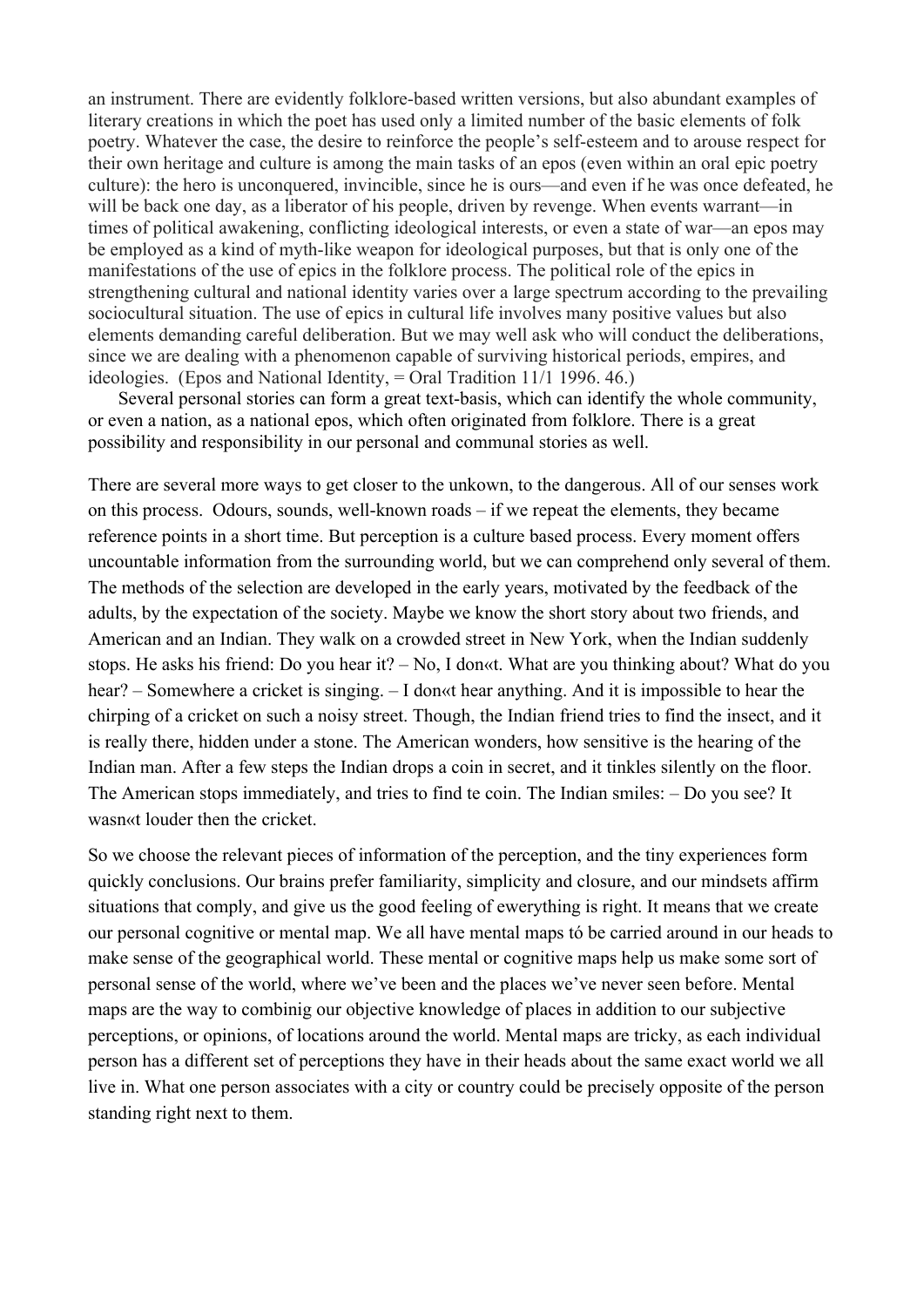an instrument. There are evidently folklore-based written versions, but also abundant examples of literary creations in which the poet has used only a limited number of the basic elements of folk poetry. Whatever the case, the desire to reinforce the people's self-esteem and to arouse respect for their own heritage and culture is among the main tasks of an epos (even within an oral epic poetry culture): the hero is unconquered, invincible, since he is ours—and even if he was once defeated, he will be back one day, as a liberator of his people, driven by revenge. When events warrant—in times of political awakening, conflicting ideological interests, or even a state of war—an epos may be employed as a kind of myth-like weapon for ideological purposes, but that is only one of the manifestations of the use of epics in the folklore process. The political role of the epics in strengthening cultural and national identity varies over a large spectrum according to the prevailing sociocultural situation. The use of epics in cultural life involves many positive values but also elements demanding careful deliberation. But we may well ask who will conduct the deliberations, since we are dealing with a phenomenon capable of surviving historical periods, empires, and ideologies. (Epos and National Identity, = Oral Tradition 11/1 1996. 46.)

Several personal stories can form a great text-basis, which can identify the whole community, or even a nation, as a national epos, which often originated from folklore. There is a great possibility and responsibility in our personal and communal stories as well.

There are several more ways to get closer to the unkown, to the dangerous. All of our senses work on this process. Odours, sounds, well-known roads – if we repeat the elements, they became reference points in a short time. But perception is a culture based process. Every moment offers uncountable information from the surrounding world, but we can comprehend only several of them. The methods of the selection are developed in the early years, motivated by the feedback of the adults, by the expectation of the society. Maybe we know the short story about two friends, and American and an Indian. They walk on a crowded street in New York, when the Indian suddenly stops. He asks his friend: Do you hear it? – No, I don«t. What are you thinking about? What do you hear? – Somewhere a cricket is singing. – I don«t hear anything. And it is impossible to hear the chirping of a cricket on such a noisy street. Though, the Indian friend tries to find the insect, and it is really there, hidden under a stone. The American wonders, how sensitive is the hearing of the Indian man. After a few steps the Indian drops a coin in secret, and it tinkles silently on the floor. The American stops immediately, and tries to find te coin. The Indian smiles: – Do you see? It wasn«t louder then the cricket.

So we choose the relevant pieces of information of the perception, and the tiny experiences form quickly conclusions. Our brains prefer familiarity, simplicity and closure, and our mindsets affirm situations that comply, and give us the good feeling of ewerything is right. It means that we create our personal cognitive or mental map. We all have mental maps tó be carried around in our heads to make sense of the geographical world. These mental or cognitive maps help us make some sort of personal sense of the world, where we've been and the places we've never seen before. Mental maps are the way to combinig our objective knowledge of places in addition to our subjective perceptions, or opinions, of locations around the world. Mental maps are tricky, as each individual person has a different set of perceptions they have in their heads about the same exact world we all live in. What one person associates with a city or country could be precisely opposite of the person standing right next to them.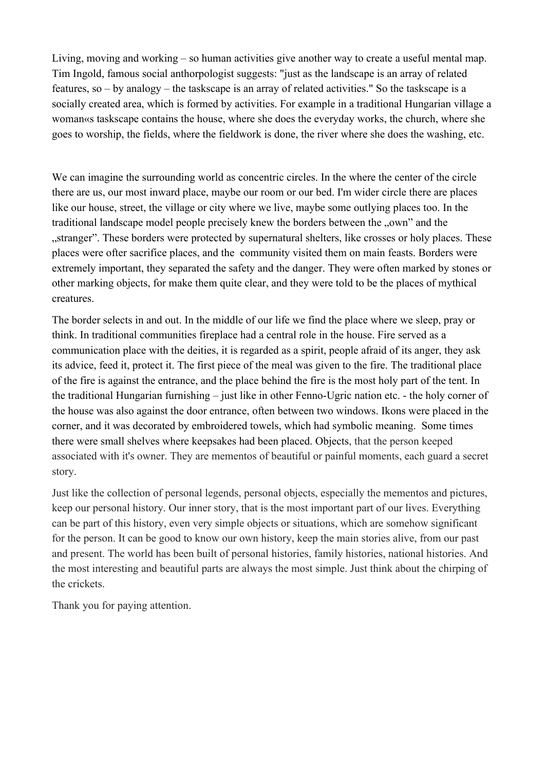Living, moving and working – so human activities give another way to create a useful mental map. Tim Ingold, famous social anthorpologist suggests: "just as the landscape is an array of related features, so – by analogy – the taskscape is an array of related activities." So the taskscape is a socially created area, which is formed by activities. For example in a traditional Hungarian village a woman«s taskscape contains the house, where she does the everyday works, the church, where she goes to worship, the fields, where the fieldwork is done, the river where she does the washing, etc.

We can imagine the surrounding world as concentric circles. In the where the center of the circle there are us, our most inward place, maybe our room or our bed. I'm wider circle there are places like our house, street, the village or city where we live, maybe some outlying places too. In the traditional landscape model people precisely knew the borders between the „own" and the „stranger". These borders were protected by supernatural shelters, like crosses or holy places. These places were ofter sacrifice places, and the community visited them on main feasts. Borders were extremely important, they separated the safety and the danger. They were often marked by stones or other marking objects, for make them quite clear, and they were told to be the places of mythical creatures.

The border selects in and out. In the middle of our life we find the place where we sleep, pray or think. In traditional communities fireplace had a central role in the house. Fire served as a communication place with the deities, it is regarded as a spirit, people afraid of its anger, they ask its advice, feed it, protect it. The first piece of the meal was given to the fire. The traditional place of the fire is against the entrance, and the place behind the fire is the most holy part of the tent. In the traditional Hungarian furnishing – just like in other Fenno-Ugric nation etc. - the holy corner of the house was also against the door entrance, often between two windows. Ikons were placed in the corner, and it was decorated by embroidered towels, which had symbolic meaning. Some times there were small shelves where keepsakes had been placed. Objects, that the person keeped associated with it's owner. They are mementos of beautiful or painful moments, each guard a secret story.

Just like the collection of personal legends, personal objects, especially the mementos and pictures, keep our personal history. Our inner story, that is the most important part of our lives. Everything can be part of this history, even very simple objects or situations, which are somehow significant for the person. It can be good to know our own history, keep the main stories alive, from our past and present. The world has been built of personal histories, family histories, national histories. And the most interesting and beautiful parts are always the most simple. Just think about the chirping of the crickets.

Thank you for paying attention.